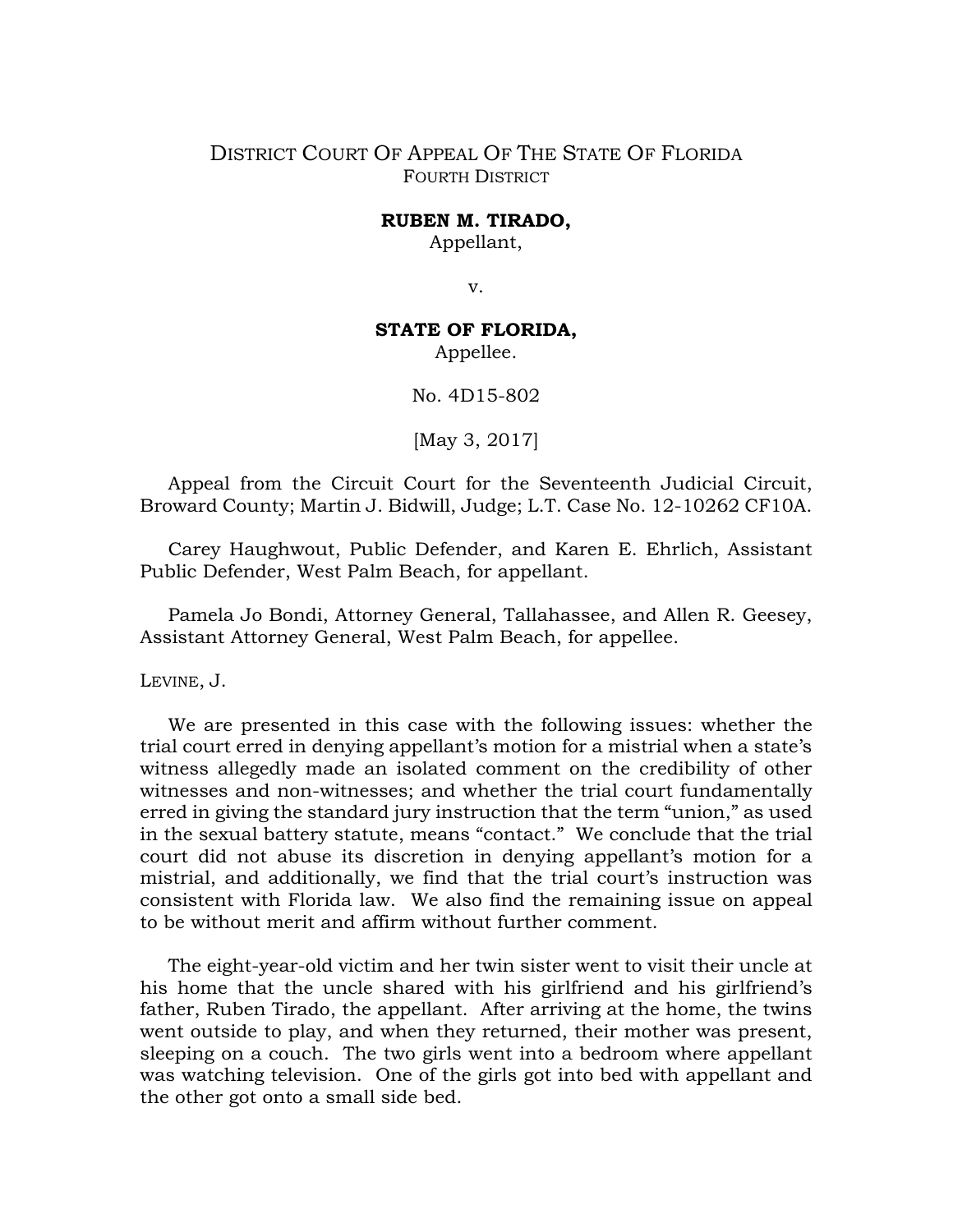DISTRICT COURT OF APPEAL OF THE STATE OF FLORIDA
FOURTH DISTRICT

**RUBEN M. TIRADO,**
Appellant,

v.

**STATE OF FLORIDA,**
Appellee.

No. 4D15-802

[May 3, 2017]

Appeal from the Circuit Court for the Seventeenth Judicial Circuit, Broward County; Martin J. Bidwill, Judge; L.T. Case No. 12-10262 CF10A.

Carey Haughwout, Public Defender, and Karen E. Ehrlich, Assistant Public Defender, West Palm Beach, for appellant.

Pamela Jo Bondi, Attorney General, Tallahassee, and Allen R. Geesey, Assistant Attorney General, West Palm Beach, for appellee.

LEVINE, J.

We are presented in this case with the following issues: whether the trial court erred in denying appellant's motion for a mistrial when a state's witness allegedly made an isolated comment on the credibility of other witnesses and non-witnesses; and whether the trial court fundamentally erred in giving the standard jury instruction that the term "union," as used in the sexual battery statute, means "contact." We conclude that the trial court did not abuse its discretion in denying appellant's motion for a mistrial, and additionally, we find that the trial court's instruction was consistent with Florida law. We also find the remaining issue on appeal to be without merit and affirm without further comment.

The eight-year-old victim and her twin sister went to visit their uncle at his home that the uncle shared with his girlfriend and his girlfriend's father, Ruben Tirado, the appellant. After arriving at the home, the twins went outside to play, and when they returned, their mother was present, sleeping on a couch. The two girls went into a bedroom where appellant was watching television. One of the girls got into bed with appellant and the other got onto a small side bed.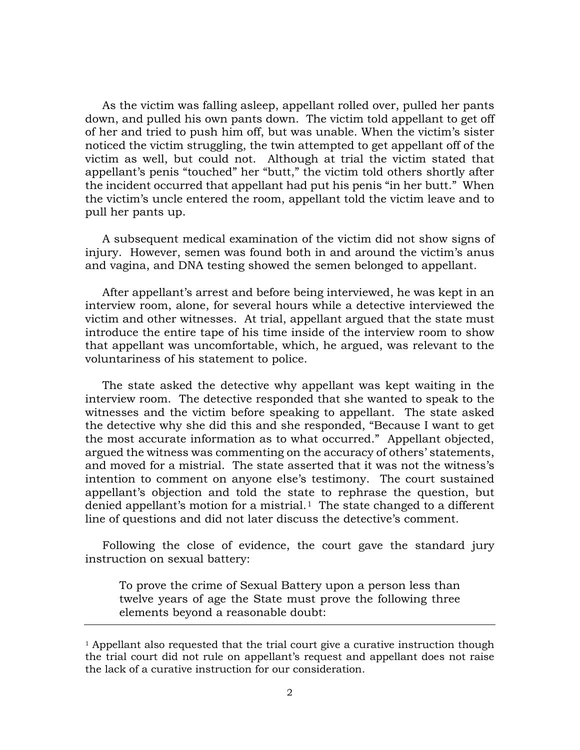As the victim was falling asleep, appellant rolled over, pulled her pants down, and pulled his own pants down. The victim told appellant to get off of her and tried to push him off, but was unable. When the victim's sister noticed the victim struggling, the twin attempted to get appellant off of the victim as well, but could not. Although at trial the victim stated that appellant's penis "touched" her "butt," the victim told others shortly after the incident occurred that appellant had put his penis "in her butt." When the victim's uncle entered the room, appellant told the victim leave and to pull her pants up.

A subsequent medical examination of the victim did not show signs of injury. However, semen was found both in and around the victim's anus and vagina, and DNA testing showed the semen belonged to appellant.

After appellant's arrest and before being interviewed, he was kept in an interview room, alone, for several hours while a detective interviewed the victim and other witnesses. At trial, appellant argued that the state must introduce the entire tape of his time inside of the interview room to show that appellant was uncomfortable, which, he argued, was relevant to the voluntariness of his statement to police.

The state asked the detective why appellant was kept waiting in the interview room. The detective responded that she wanted to speak to the witnesses and the victim before speaking to appellant. The state asked the detective why she did this and she responded, "Because I want to get the most accurate information as to what occurred." Appellant objected, argued the witness was commenting on the accuracy of others' statements, and moved for a mistrial. The state asserted that it was not the witness's intention to comment on anyone else's testimony. The court sustained appellant's objection and told the state to rephrase the question, but denied appellant's motion for a mistrial.[1] The state changed to a different line of questions and did not later discuss the detective's comment.

Following the close of evidence, the court gave the standard jury instruction on sexual battery:

> To prove the crime of Sexual Battery upon a person less than twelve years of age the State must prove the following three elements beyond a reasonable doubt:

---

[1] Appellant also requested that the trial court give a curative instruction though the trial court did not rule on appellant's request and appellant does not raise the lack of a curative instruction for our consideration.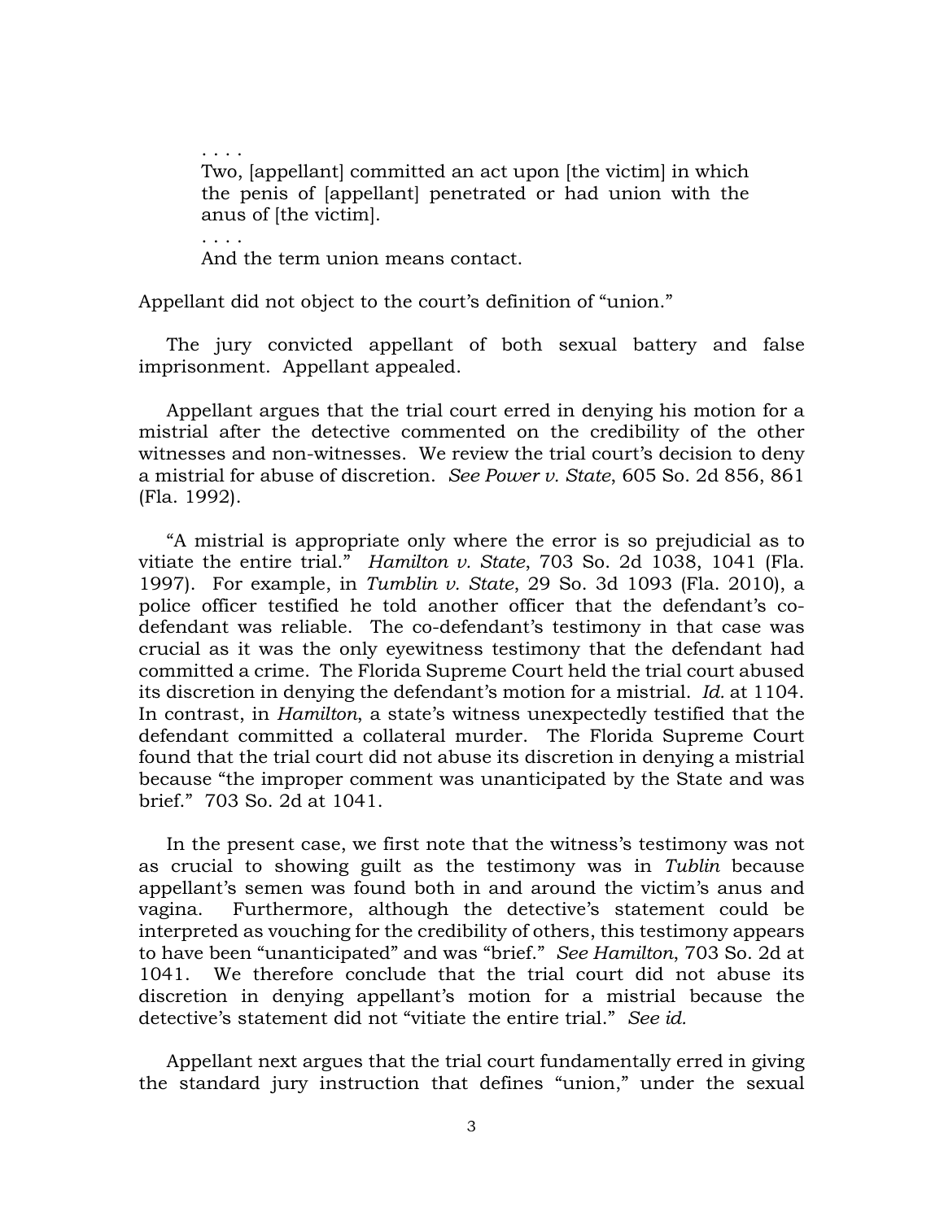> . . . .
>
> Two, [appellant] committed an act upon [the victim] in which the penis of [appellant] penetrated or had union with the anus of [the victim].
>
> . . . .
>
> And the term union means contact.

Appellant did not object to the court's definition of "union."

The jury convicted appellant of both sexual battery and false imprisonment. Appellant appealed.

Appellant argues that the trial court erred in denying his motion for a mistrial after the detective commented on the credibility of the other witnesses and non-witnesses. We review the trial court's decision to deny a mistrial for abuse of discretion. *See Power v. State*, 605 So. 2d 856, 861 (Fla. 1992).

"A mistrial is appropriate only where the error is so prejudicial as to vitiate the entire trial." *Hamilton v. State*, 703 So. 2d 1038, 1041 (Fla. 1997). For example, in *Tumblin v. State*, 29 So. 3d 1093 (Fla. 2010), a police officer testified he told another officer that the defendant's co-defendant was reliable. The co-defendant's testimony in that case was crucial as it was the only eyewitness testimony that the defendant had committed a crime. The Florida Supreme Court held the trial court abused its discretion in denying the defendant's motion for a mistrial. *Id.* at 1104. In contrast, in *Hamilton*, a state's witness unexpectedly testified that the defendant committed a collateral murder. The Florida Supreme Court found that the trial court did not abuse its discretion in denying a mistrial because "the improper comment was unanticipated by the State and was brief." 703 So. 2d at 1041.

In the present case, we first note that the witness's testimony was not as crucial to showing guilt as the testimony was in *Tublin* because appellant's semen was found both in and around the victim's anus and vagina. Furthermore, although the detective's statement could be interpreted as vouching for the credibility of others, this testimony appears to have been "unanticipated" and was "brief." *See Hamilton*, 703 So. 2d at 1041. We therefore conclude that the trial court did not abuse its discretion in denying appellant's motion for a mistrial because the detective's statement did not "vitiate the entire trial." *See id.*

Appellant next argues that the trial court fundamentally erred in giving the standard jury instruction that defines "union," under the sexual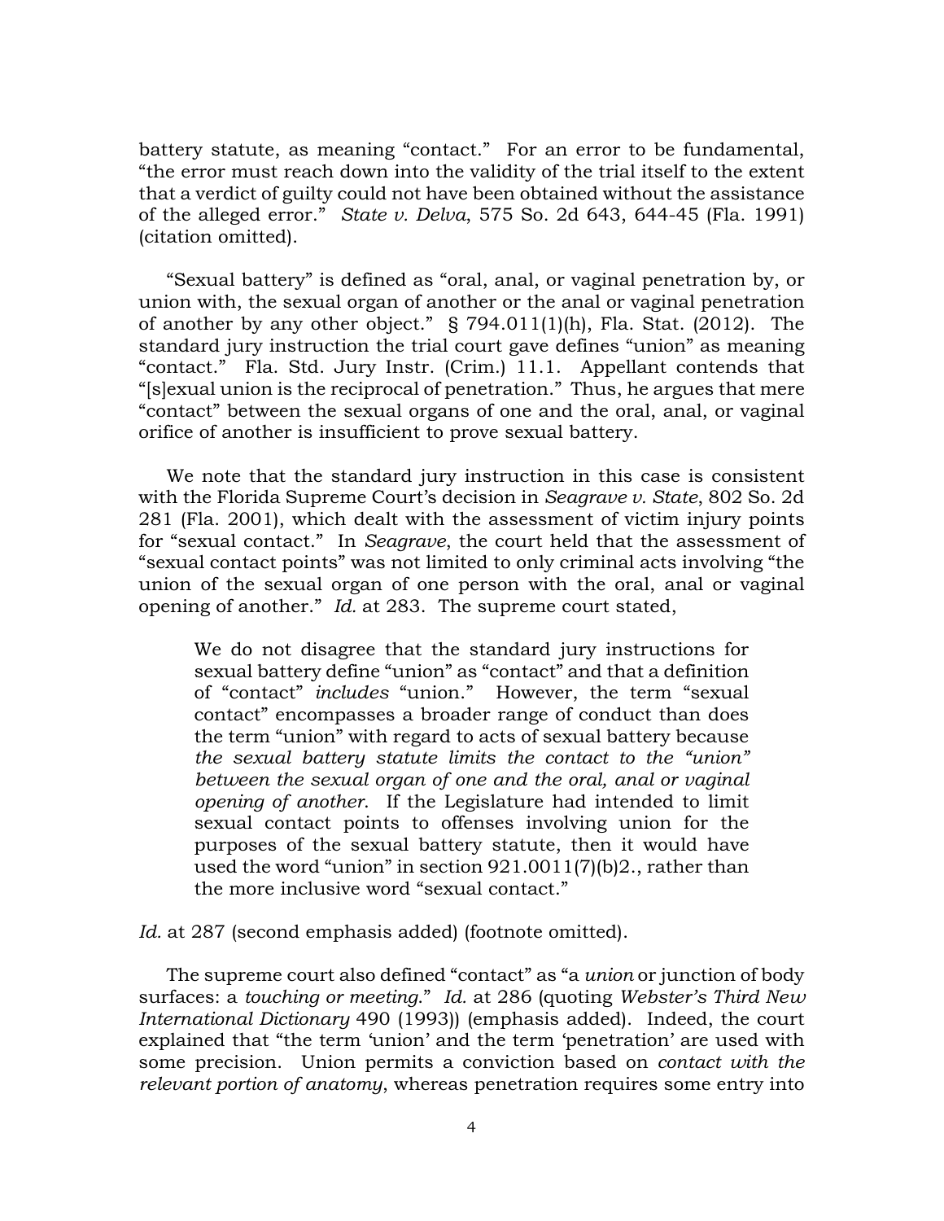battery statute, as meaning "contact." For an error to be fundamental, "the error must reach down into the validity of the trial itself to the extent that a verdict of guilty could not have been obtained without the assistance of the alleged error." *State v. Delva*, 575 So. 2d 643, 644-45 (Fla. 1991) (citation omitted).

"Sexual battery" is defined as "oral, anal, or vaginal penetration by, or union with, the sexual organ of another or the anal or vaginal penetration of another by any other object." § 794.011(1)(h), Fla. Stat. (2012). The standard jury instruction the trial court gave defines "union" as meaning "contact." Fla. Std. Jury Instr. (Crim.) 11.1. Appellant contends that "[s]exual union is the reciprocal of penetration." Thus, he argues that mere "contact" between the sexual organs of one and the oral, anal, or vaginal orifice of another is insufficient to prove sexual battery.

We note that the standard jury instruction in this case is consistent with the Florida Supreme Court's decision in *Seagrave v. State*, 802 So. 2d 281 (Fla. 2001), which dealt with the assessment of victim injury points for "sexual contact." In *Seagrave*, the court held that the assessment of "sexual contact points" was not limited to only criminal acts involving "the union of the sexual organ of one person with the oral, anal or vaginal opening of another." *Id.* at 283. The supreme court stated,

> We do not disagree that the standard jury instructions for sexual battery define "union" as "contact" and that a definition of "contact" *includes* "union." However, the term "sexual contact" encompasses a broader range of conduct than does the term "union" with regard to acts of sexual battery because *the sexual battery statute limits the contact to the "union" between the sexual organ of one and the oral, anal or vaginal opening of another*. If the Legislature had intended to limit sexual contact points to offenses involving union for the purposes of the sexual battery statute, then it would have used the word "union" in section 921.0011(7)(b)2., rather than the more inclusive word "sexual contact."

*Id.* at 287 (second emphasis added) (footnote omitted).

The supreme court also defined "contact" as "a *union* or junction of body surfaces: a *touching or meeting*." *Id.* at 286 (quoting *Webster's Third New International Dictionary* 490 (1993)) (emphasis added). Indeed, the court explained that "the term 'union' and the term 'penetration' are used with some precision. Union permits a conviction based on *contact with the relevant portion of anatomy*, whereas penetration requires some entry into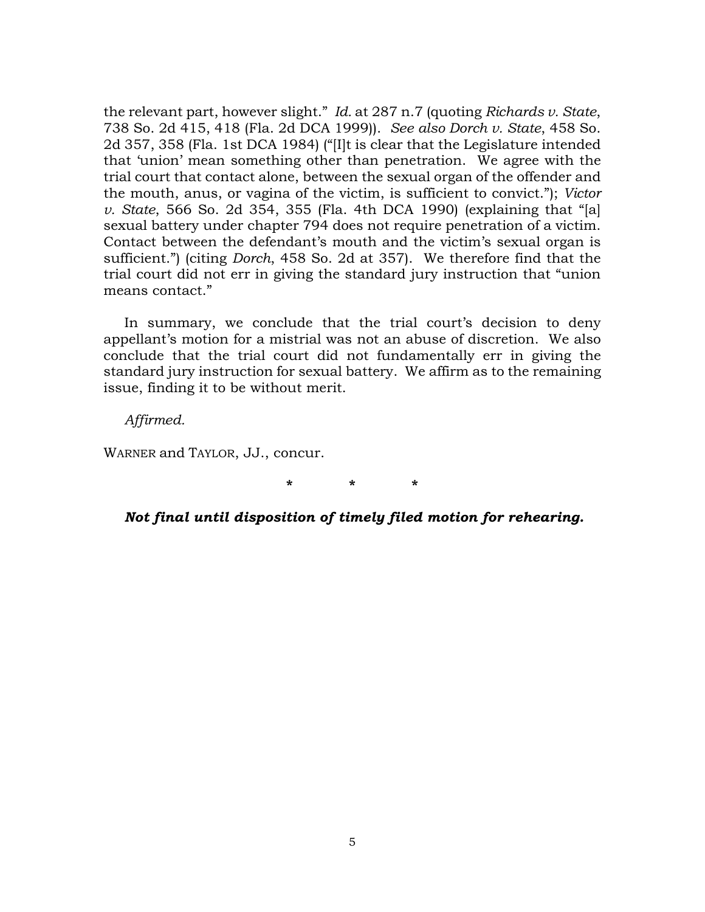the relevant part, however slight." *Id.* at 287 n.7 (quoting *Richards v. State*, 738 So. 2d 415, 418 (Fla. 2d DCA 1999)). *See also Dorch v. State*, 458 So. 2d 357, 358 (Fla. 1st DCA 1984) ("[I]t is clear that the Legislature intended that 'union' mean something other than penetration. We agree with the trial court that contact alone, between the sexual organ of the offender and the mouth, anus, or vagina of the victim, is sufficient to convict."); *Victor v. State*, 566 So. 2d 354, 355 (Fla. 4th DCA 1990) (explaining that "[a] sexual battery under chapter 794 does not require penetration of a victim. Contact between the defendant's mouth and the victim's sexual organ is sufficient.") (citing *Dorch*, 458 So. 2d at 357). We therefore find that the trial court did not err in giving the standard jury instruction that "union means contact."

In summary, we conclude that the trial court's decision to deny appellant's motion for a mistrial was not an abuse of discretion. We also conclude that the trial court did not fundamentally err in giving the standard jury instruction for sexual battery. We affirm as to the remaining issue, finding it to be without merit.

*Affirmed.*

WARNER and TAYLOR, JJ., concur.

\* \* \*

***Not final until disposition of timely filed motion for rehearing.***